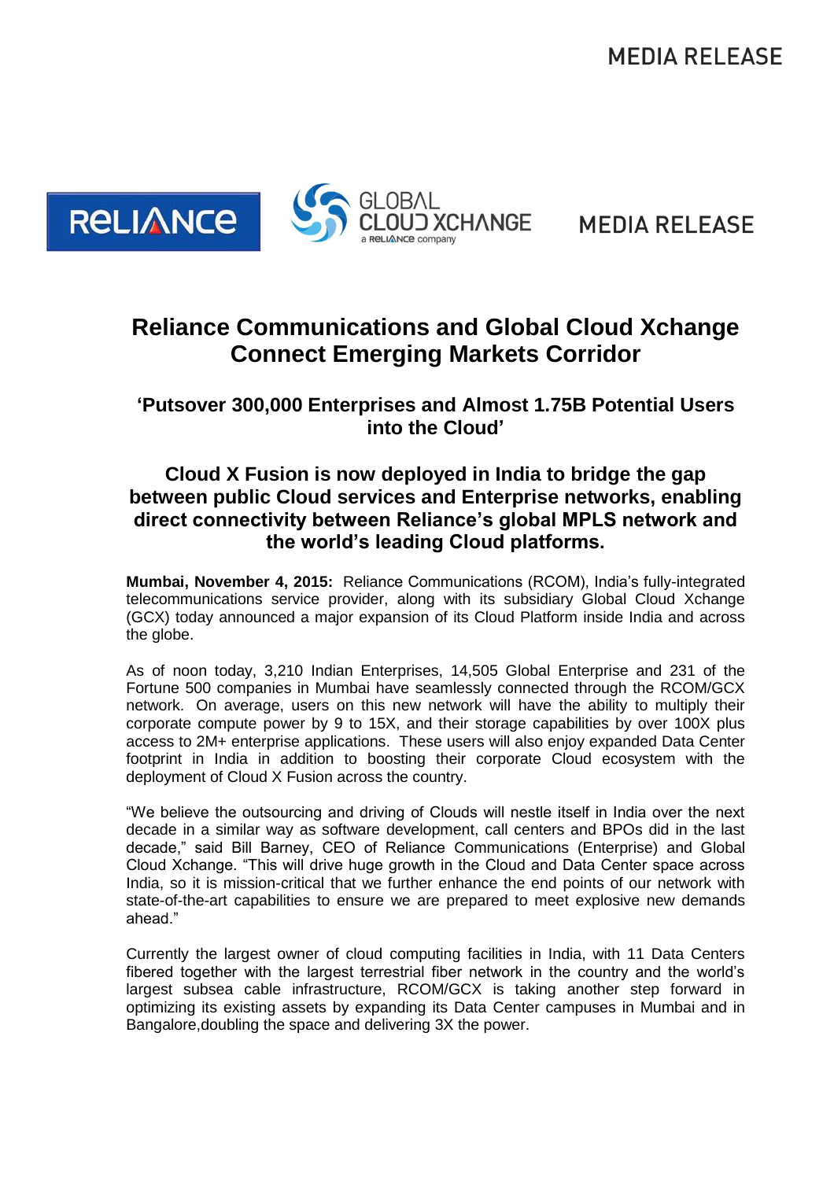MEDIA RELEASE

# Reliance Communications and Global Cloud Xchange Connect Emerging Markets Corridor

## 'Putsover 300,000 Enterprises and Almost 1.75B Potential Users into the Cloud'

## Cloud X Fusion is now deployed in India to bridge the gap between public Cloud services and Enterprise networks, enabling direct connectivity between Reliance's global MPLS network and the world's leading Cloud platforms.

**Mumbai, November 4, 2015:** Reliance Communications (RCOM), India's fully-integrated telecommunications service provider, along with its subsidiary Global Cloud Xchange (GCX) today announced a major expansion of its Cloud Platform inside India and across the globe.

As of noon today, 3,210 Indian Enterprises, 14,505 Global Enterprise and 231 of the Fortune 500 companies in Mumbai have seamlessly connected through the RCOM/GCX network. On average, users on this new network will have the ability to multiply their corporate compute power by 9 to 15X, and their storage capabilities by over 100X plus access to 2M+ enterprise applications. These users will also enjoy expanded Data Center footprint in India in addition to boosting their corporate Cloud ecosystem with the deployment of Cloud X Fusion across the country.

"We believe the outsourcing and driving of Clouds will nestle itself in India over the next decade in a similar way as software development, call centers and BPOs did in the last decade," said Bill Barney, CEO of Reliance Communications (Enterprise) and Global Cloud Xchange. "This will drive huge growth in the Cloud and Data Center space across India, so it is mission-critical that we further enhance the end points of our network with state-of-the-art capabilities to ensure we are prepared to meet explosive new demands ahead."

Currently the largest owner of cloud computing facilities in India, with 11 Data Centers fibered together with the largest terrestrial fiber network in the country and the world's largest subsea cable infrastructure, RCOM/GCX is taking another step forward in optimizing its existing assets by expanding its Data Center campuses in Mumbai and in Bangalore,doubling the space and delivering 3X the power.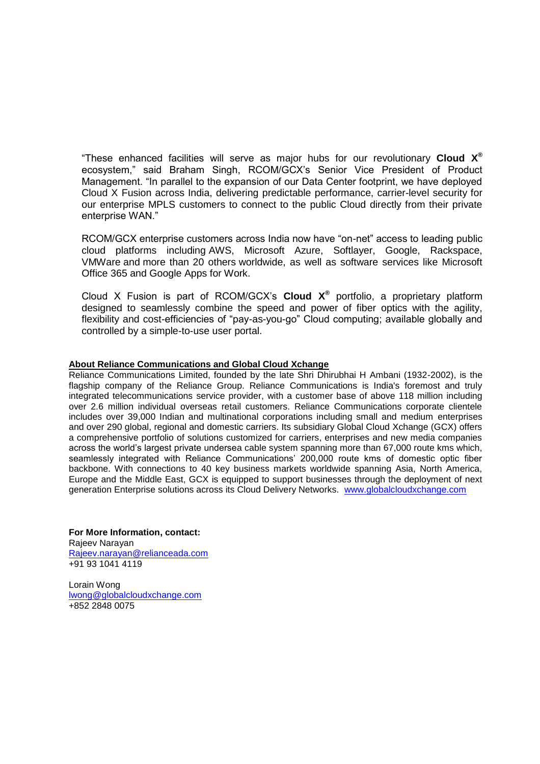"These enhanced facilities will serve as major hubs for our revolutionary **Cloud X®** ecosystem," said Braham Singh, RCOM/GCX's Senior Vice President of Product Management. "In parallel to the expansion of our Data Center footprint, we have deployed Cloud X Fusion across India, delivering predictable performance, carrier-level security for our enterprise MPLS customers to connect to the public Cloud directly from their private enterprise WAN."

RCOM/GCX enterprise customers across India now have "on-net" access to leading public cloud platforms including AWS, Microsoft Azure, Softlayer, Google, Rackspace, VMWare and more than 20 others worldwide, as well as software services like Microsoft Office 365 and Google Apps for Work.

Cloud X Fusion is part of RCOM/GCX's **Cloud X®** portfolio, a proprietary platform designed to seamlessly combine the speed and power of fiber optics with the agility, flexibility and cost-efficiencies of "pay-as-you-go" Cloud computing; available globally and controlled by a simple-to-use user portal.

**About Reliance Communications and Global Cloud Xchange**

Reliance Communications Limited, founded by the late Shri Dhirubhai H Ambani (1932-2002), is the flagship company of the Reliance Group. Reliance Communications is India's foremost and truly integrated telecommunications service provider, with a customer base of above 118 million including over 2.6 million individual overseas retail customers. Reliance Communications corporate clientele includes over 39,000 Indian and multinational corporations including small and medium enterprises and over 290 global, regional and domestic carriers. Its subsidiary Global Cloud Xchange (GCX) offers a comprehensive portfolio of solutions customized for carriers, enterprises and new media companies across the world's largest private undersea cable system spanning more than 67,000 route kms which, seamlessly integrated with Reliance Communications' 200,000 route kms of domestic optic fiber backbone. With connections to 40 key business markets worldwide spanning Asia, North America, Europe and the Middle East, GCX is equipped to support businesses through the deployment of next generation Enterprise solutions across its Cloud Delivery Networks. www.globalcloudxchange.com

**For More Information, contact:**
Rajeev Narayan
Rajeev.narayan@relianceada.com
+91 93 1041 4119

Lorain Wong
lwong@globalcloudxchange.com
+852 2848 0075